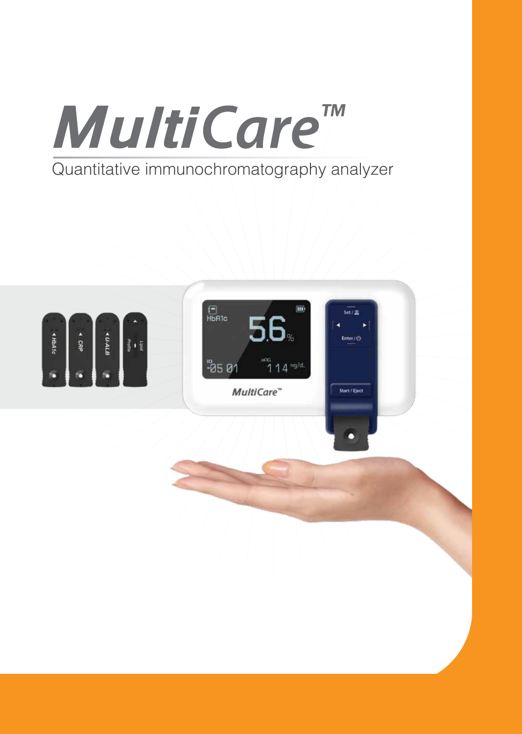# MultiCare™

Quantitative immunochromatography analyzer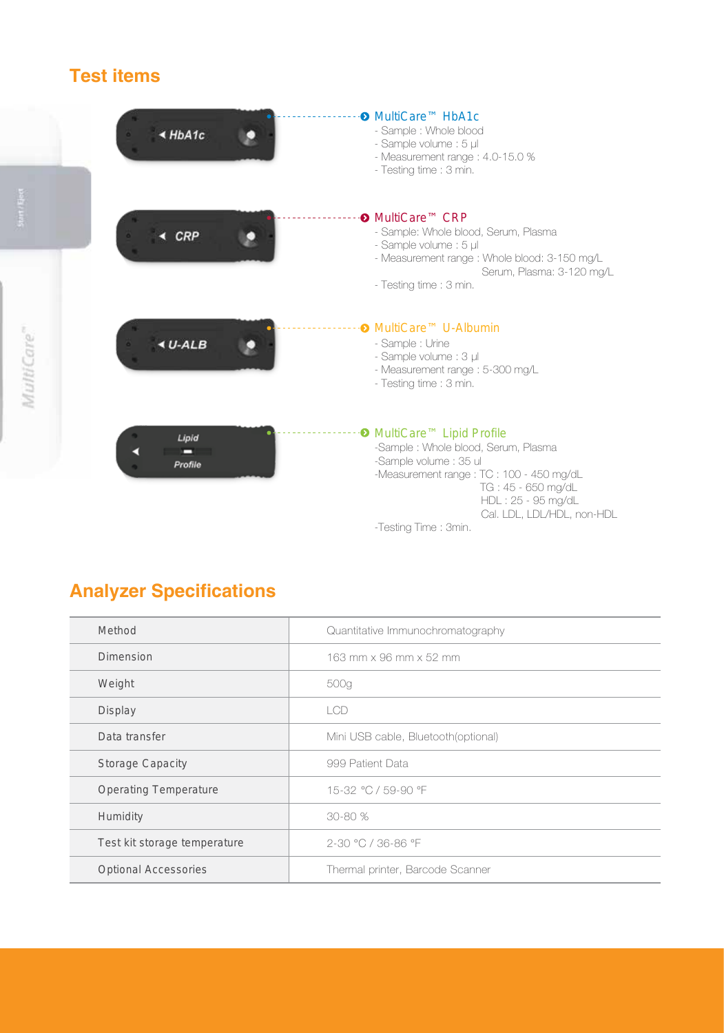## Test items

**MultiCare™ HbA1c**

- Sample : Whole blood
- Sample volume : 5 µl
- Measurement range : 4.0-15.0 %
- Testing time : 3 min.

**MultiCare™ CRP**

- Sample: Whole blood, Serum, Plasma
- Sample volume : 5 µl
- Measurement range : Whole blood: 3-150 mg/L  
  Serum, Plasma: 3-120 mg/L
- Testing time : 3 min.

**MultiCare™ U-Albumin**

- Sample : Urine
- Sample volume : 3 µl
- Measurement range : 5-300 mg/L
- Testing time : 3 min.

**MultiCare™ Lipid Profile**

- Sample : Whole blood, Serum, Plasma
- Sample volume : 35 ul
- Measurement range : TC : 100 - 450 mg/dL  
  TG : 45 - 650 mg/dL  
  HDL : 25 - 95 mg/dL  
  Cal. LDL, LDL/HDL, non-HDL
- Testing Time : 3min.

## Analyzer Specifications

| Method | Quantitative Immunochromatography |
|---|---|
| Dimension | 163 mm x 96 mm x 52 mm |
| Weight | 500g |
| Display | LCD |
| Data transfer | Mini USB cable, Bluetooth(optional) |
| Storage Capacity | 999 Patient Data |
| Operating Temperature | 15-32 °C / 59-90 °F |
| Humidity | 30-80 % |
| Test kit storage temperature | 2-30 °C / 36-86 °F |
| Optional Accessories | Thermal printer, Barcode Scanner |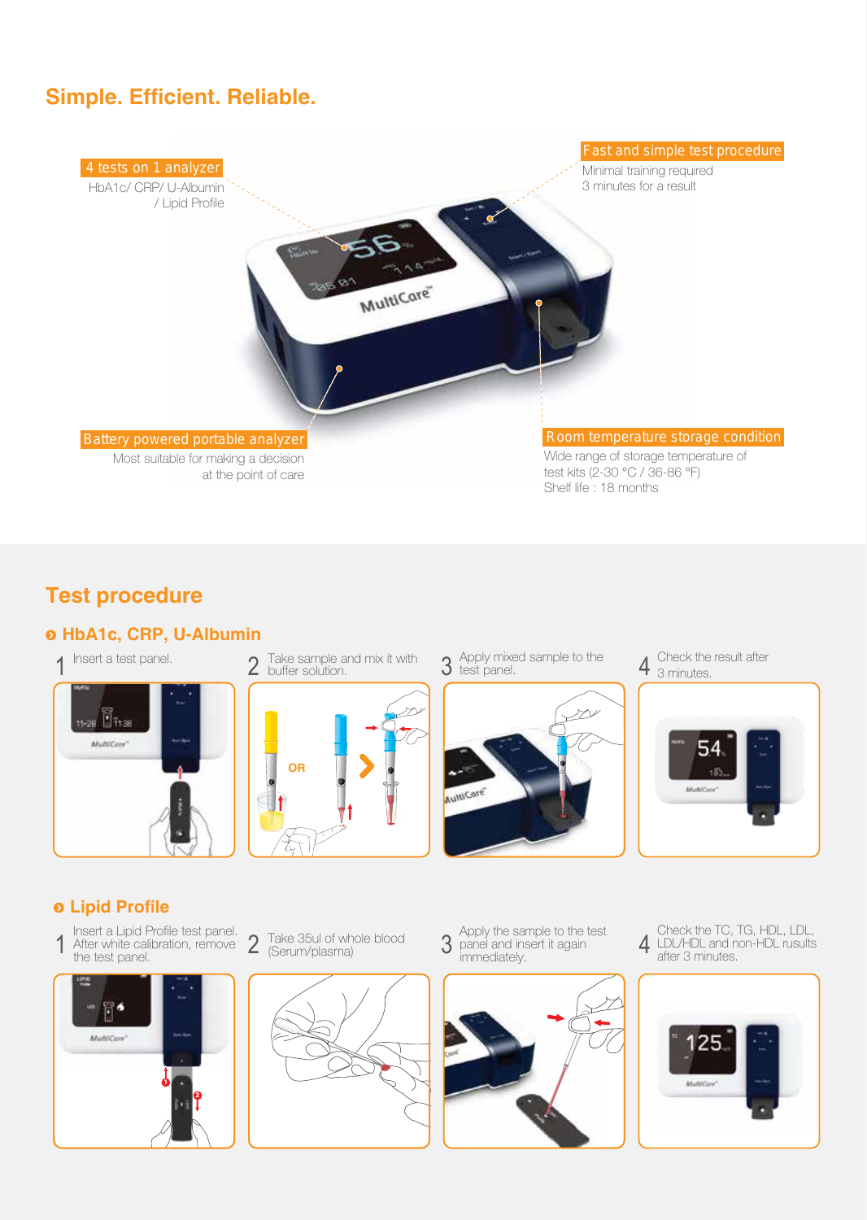## Simple. Efficient. Reliable.

**4 tests on 1 analyzer**
HbA1c/ CRP/ U-Albumin / Lipid Profile

**Fast and simple test procedure**
Minimal training required
3 minutes for a result

**Battery powered portable analyzer**
Most suitable for making a decision at the point of care

**Room temperature storage condition**
Wide range of storage temperature of test kits (2-30 °C / 36-86 °F)
Shelf life : 18 months

## Test procedure

### HbA1c, CRP, U-Albumin

1. Insert a test panel.
2. Take sample and mix it with buffer solution.
3. Apply mixed sample to the test panel.
4. Check the result after 3 minutes.

### Lipid Profile

1. Insert a Lipid Profile test panel. After white calibration, remove the test panel.
2. Take 35ul of whole blood (Serum/plasma)
3. Apply the sample to the test panel and insert it again immediately.
4. Check the TC, TG, HDL, LDL, LDL/HDL and non-HDL rusults after 3 minutes.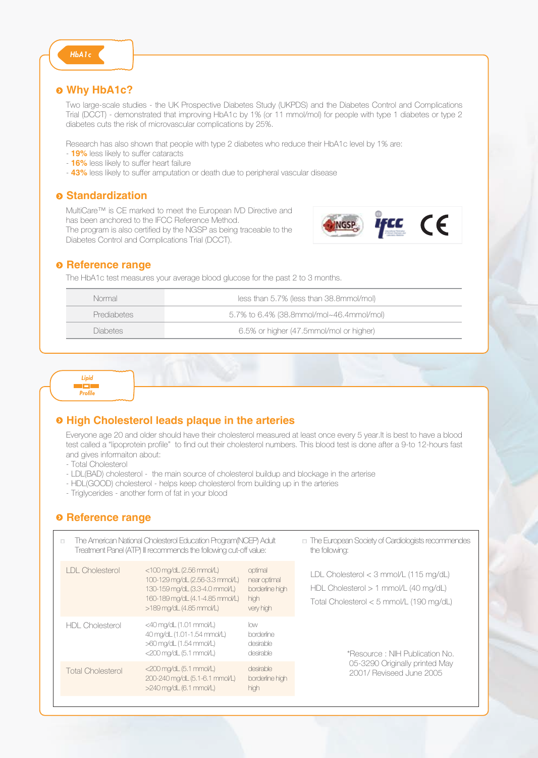## HbA1c

### Why HbA1c?

Two large-scale studies - the UK Prospective Diabetes Study (UKPDS) and the Diabetes Control and Complications Trial (DCCT) - demonstrated that improving HbA1c by 1% (or 11 mmol/mol) for people with type 1 diabetes or type 2 diabetes cuts the risk of microvascular complications by 25%.

Research has also shown that people with type 2 diabetes who reduce their HbA1c level by 1% are:
- **19%** less likely to suffer cataracts
- **16%** less likely to suffer heart failure
- **43%** less likely to suffer amputation or death due to peripheral vascular disease

### Standardization

MultiCare™ is CE marked to meet the European IVD Directive and has been anchored to the IFCC Reference Method.
The program is also certified by the NGSP as being traceable to the Diabetes Control and Complications Trial (DCCT).

### Reference range

The HbA1c test measures your average blood glucose for the past 2 to 3 months.

| | |
|---|---|
| Normal | less than 5.7% (less than 38.8mmol/mol) |
| Prediabetes | 5.7% to 6.4% (38.8mmol/mol~46.4mmol/mol) |
| Diabetes | 6.5% or higher (47.5mmol/mol or higher) |

## Lipid Profile

### High Cholesterol leads plaque in the arteries

Everyone age 20 and older should have their cholesterol measured at least once every 5 year.It is best to have a blood test called a "lipoprotein profile" to find out their cholesterol numbers. This blood test is done after a 9-to 12-hours fast and gives informaiton about:
- Total Cholesterol
- LDL(BAD) cholesterol - the main source of cholesterol buildup and blockage in the arterise
- HDL(GOOD) cholesterol - helps keep cholesterol from building up in the arteries
- Triglycerides - another form of fat in your blood

### Reference range

- The American National Cholesterol Education Program(NCEP) Adult Treatment Panel (ATP) Ⅲ recommends the following cut-off value:

| | | |
|---|---|---|
| LDL Cholesterol | <100 mg/dL (2.56 mmol/L) | optimal |
| | 100-129 mg/dL (2.56-3.3 mmol/L) | near optimal |
| | 130-159 mg/dL (3.3-4.0 mmol/L) | borderline high |
| | 160-189 mg/dL (4.1-4.85 mmol/L) | high |
| | >189 mg/dL (4.85 mmol/L) | very high |
| HDL Cholesterol | <40 mg/dL (1.01 mmol/L) | low |
| | 40 mg/dL (1.01-1.54 mmol/L) | borderline |
| | >60 mg/dL (1.54 mmol/L) | desirable |
| | <200 mg/dL (5.1 mmol/L) | desirable |
| Total Cholesterol | <200 mg/dL (5.1 mmol/L) | desirable |
| | 200-240 mg/dL (5.1-6.1 mmol/L) | borderline high |
| | >240 mg/dL (6.1 mmol/L) | high |

- The European Society of Cardiologists recommendes the following:

LDL Cholesterol < 3 mmol/L (115 mg/dL)
HDL Cholesterol > 1 mmol/L (40 mg/dL)
Total Cholesterol < 5 mmol/L (190 mg/dL)

*Resource : NIH Publication No. 05-3290 Originally printed May 2001/ Reviseed June 2005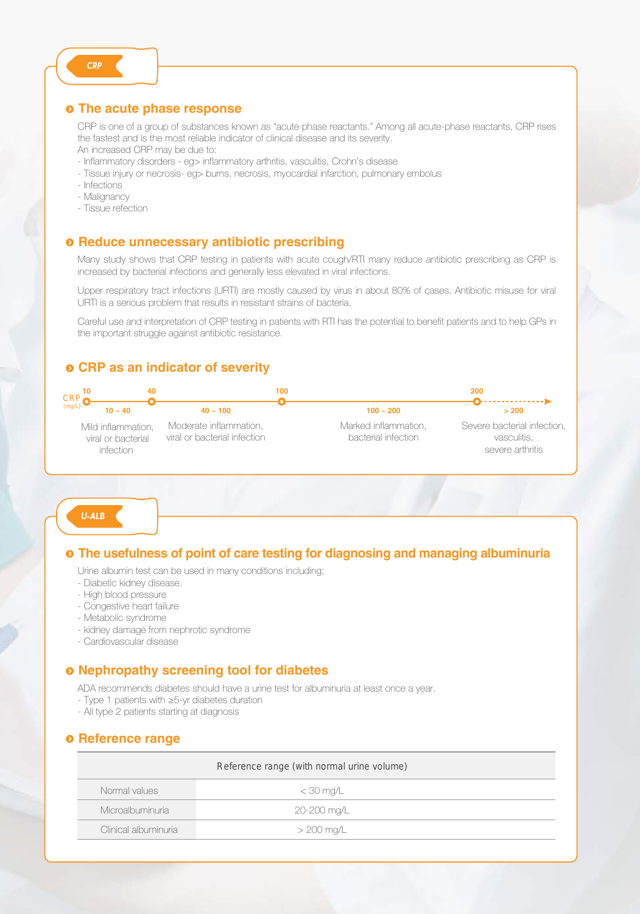## CRP

### The acute phase response

CRP is one of a group of substances known as "acute phase reactants." Among all acute-phase reactants, CRP rises the fastest and is the most reliable indicator of clinical disease and its severity.
An increased CRP may be due to:

- Inflammatory disorders - eg> inflammatory arthritis, vasculitis, Crohn's disease
- Tissue injury or necrosis- eg> burns, necrosis, myocardial infarction, pulmonary embolus
- Infections
- Malignancy
- Tissue refection

### Reduce unnecessary antibiotic prescribing

Many study shows that CRP testing in patients with acute cough/RTI many reduce antibiotic prescribing as CRP is increased by bacterial infections and generally less elevated in viral infections.

Upper respiratory tract infections (URTI) are mostly caused by virus in about 80% of cases. Antibiotic misuse for viral URTI is a serious problem that results in resistant strains of bacteria.

Careful use and interpretation of CRP testing in patients with RTI has the potential to benefit patients and to help GPs in the important struggle against antibiotic resistance.

### CRP as an indicator of severity

CRP (mg/L): 10 — 40 — 100 — 200 →

| 10 ~ 40 | 40 ~ 100 | 100 ~ 200 | > 200 |
|---|---|---|---|
| Mild inflammation, viral or bacterial infection | Moderate inflammation, viral or bacterial infection | Marked inflammation, bacterial infection | Severe bacterial infection, vasculitis, severe arthritis |

## U-ALB

### The usefulness of point of care testing for diagnosing and managing albuminuria

Urine albumin test can be used in many conditions including;

- Diabetic kidney disease.
- High blood pressure
- Congestive heart failure
- Metabolic syndrome
- kidney damage from nephrotic syndrome
- Cardiovascular disease

### Nephropathy screening tool for diabetes

ADA recommends diabetes should have a urine test for albuminuria at least once a year.

- Type 1 patients with ≥5-yr diabetes duration
- All type 2 patients starting at diagnosis

### Reference range

| | Reference range (with normal urine volume) |
|---|---|
| Normal values | < 30 mg/L |
| Microalbuminuria | 20-200 mg/L |
| Clinical albuminuria | > 200 mg/L |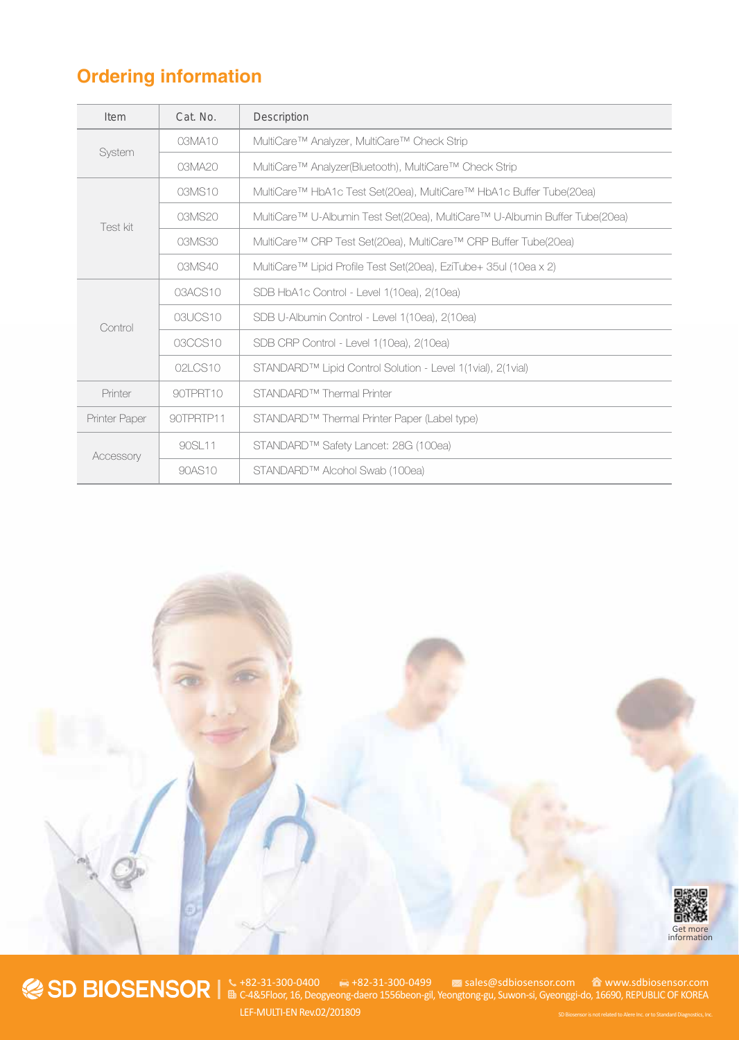## Ordering information

| Item | Cat. No. | Description |
|---|---|---|
| System | 03MA10 | MultiCare™ Analyzer, MultiCare™ Check Strip |
| | 03MA20 | MultiCare™ Analyzer(Bluetooth), MultiCare™ Check Strip |
| Test kit | 03MS10 | MultiCare™ HbA1c Test Set(20ea), MultiCare™ HbA1c Buffer Tube(20ea) |
| | 03MS20 | MultiCare™ U-Albumin Test Set(20ea), MultiCare™ U-Albumin Buffer Tube(20ea) |
| | 03MS30 | MultiCare™ CRP Test Set(20ea), MultiCare™ CRP Buffer Tube(20ea) |
| | 03MS40 | MultiCare™ Lipid Profile Test Set(20ea), EziTube+ 35ul (10ea x 2) |
| Control | 03ACS10 | SDB HbA1c Control - Level 1(10ea), 2(10ea) |
| | 03UCS10 | SDB U-Albumin Control - Level 1(10ea), 2(10ea) |
| | 03CCS10 | SDB CRP Control - Level 1(10ea), 2(10ea) |
| | 02LCS10 | STANDARD™ Lipid Control Solution - Level 1(1vial), 2(1vial) |
| Printer | 90TPRT10 | STANDARD™ Thermal Printer |
| Printer Paper | 90TPRTP11 | STANDARD™ Thermal Printer Paper (Label type) |
| Accessory | 90SL11 | STANDARD™ Safety Lancet: 28G (100ea) |
| | 90AS10 | STANDARD™ Alcohol Swab (100ea) |

Get more information

SD BIOSENSOR | +82-31-300-0400 | +82-31-300-0499 | sales@sdbiosensor.com | www.sdbiosensor.com

C-4&5Floor, 16, Deogyeong-daero 1556beon-gil, Yeongtong-gu, Suwon-si, Gyeonggi-do, 16690, REPUBLIC OF KOREA

LEF-MULTI-EN Rev.02/201809

SD Biosensor is not related to Alere Inc. or to Standard Diagnostics, Inc.